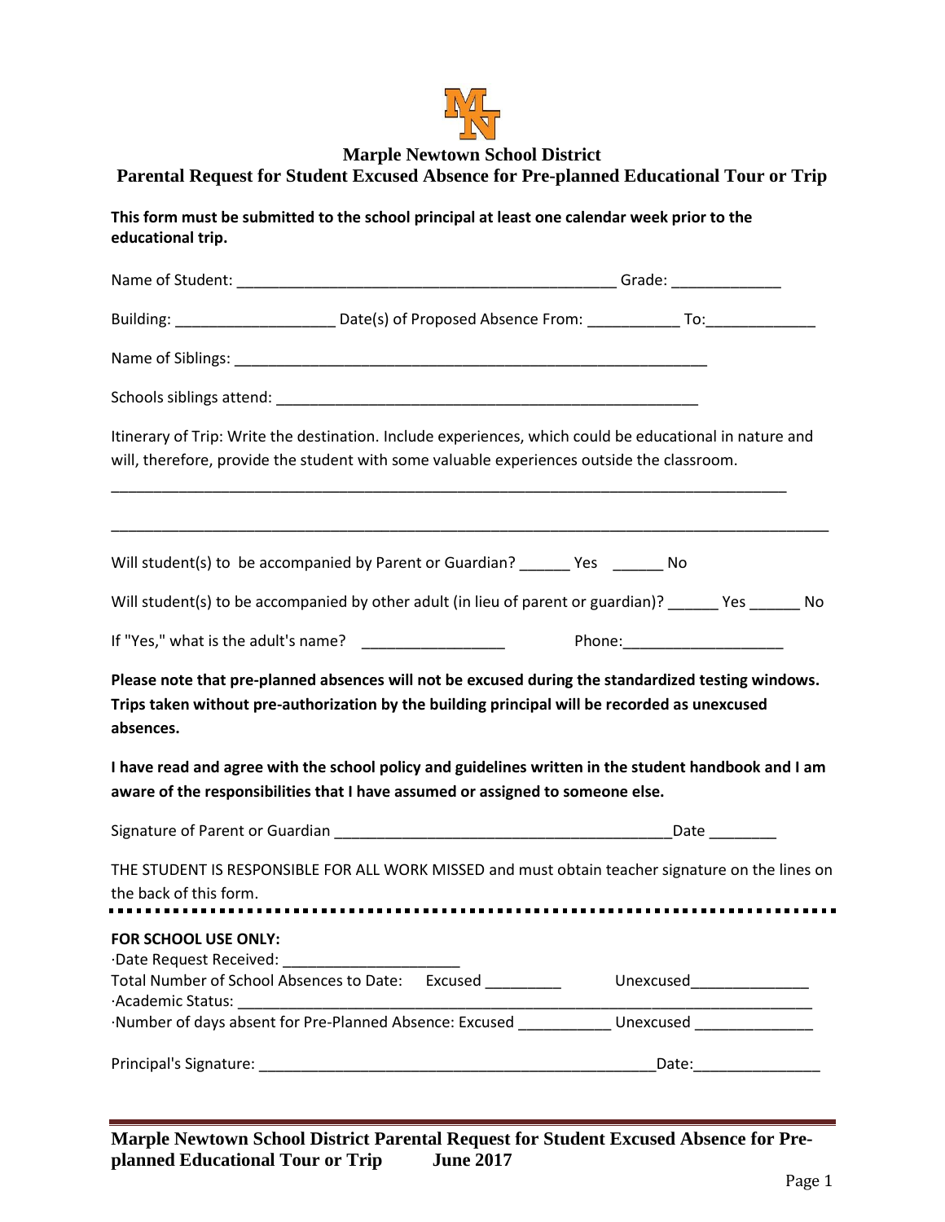# Marple Newtown School District

## Parental Request for Student Excused Absence for Pre-planned Educational Tour or Trip

**This form must be submitted to the school principal at least one calendar week prior to the educational trip.**

Name of Student: _____________________________________________ Grade: _____________

Building: ___________________ Date(s) of Proposed Absence From: ___________ To:_____________

Name of Siblings: _________________________________________________________

Schools siblings attend: ___________________________________________________

Itinerary of Trip: Write the destination. Include experiences, which could be educational in nature and will, therefore, provide the student with some valuable experiences outside the classroom.

_________________________________________________________________________________

_________________________________________________________________________________

Will student(s) to be accompanied by Parent or Guardian? ______ Yes ______ No

Will student(s) to be accompanied by other adult (in lieu of parent or guardian)? ______ Yes ______ No

If "Yes," what is the adult's name? _________________ Phone:___________________

**Please note that pre-planned absences will not be excused during the standardized testing windows. Trips taken without pre-authorization by the building principal will be recorded as unexcused absences.**

**I have read and agree with the school policy and guidelines written in the student handbook and I am aware of the responsibilities that I have assumed or assigned to someone else.**

Signature of Parent or Guardian ________________________________________Date ________

THE STUDENT IS RESPONSIBLE FOR ALL WORK MISSED and must obtain teacher signature on the lines on the back of this form.

---

**FOR SCHOOL USE ONLY:**

·Date Request Received: _____________________
Total Number of School Absences to Date: Excused _________ Unexcused______________
·Academic Status: _________________________________________________________________
·Number of days absent for Pre-Planned Absence: Excused ___________ Unexcused ______________

Principal's Signature: _________________________________________________Date:_______________

**Marple Newtown School District Parental Request for Student Excused Absence for Pre-planned Educational Tour or Trip June 2017**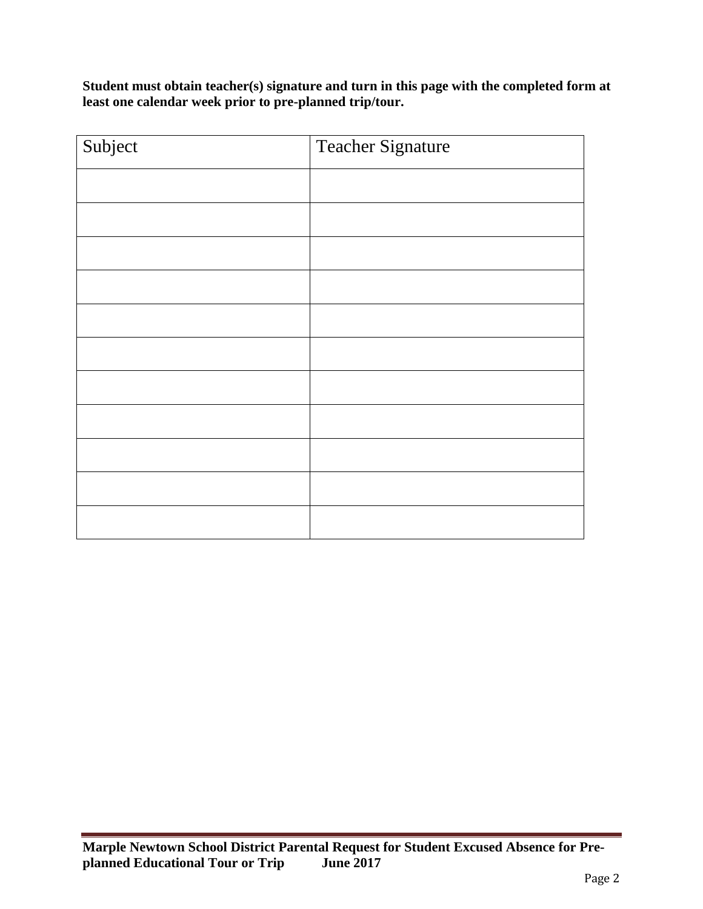**Student must obtain teacher(s) signature and turn in this page with the completed form at least one calendar week prior to pre-planned trip/tour.**

| Subject | Teacher Signature |
| --- | --- |
| | |
| | |
| | |
| | |
| | |
| | |
| | |
| | |
| | |
| | |
| | |